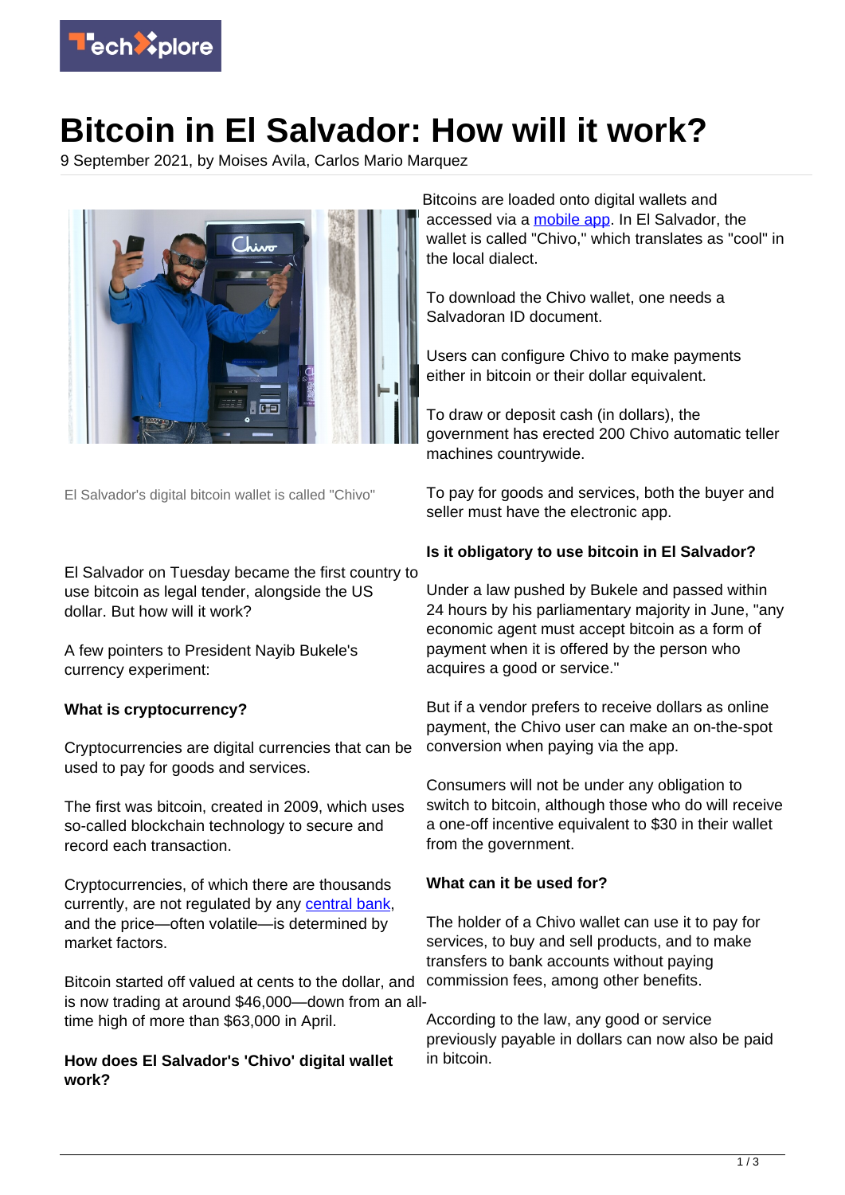# Bitcoin in El Salvador: How will it work?

9 September 2021, by Moises Avila, Carlos Mario Marquez

El Salvador's digital bitcoin wallet is called "Chivo"

El Salvador on Tuesday became the first country to use bitcoin as legal tender, alongside the US dollar. But how will it work?

A few pointers to President Nayib Bukele's currency experiment:

**What is cryptocurrency?**

Cryptocurrencies are digital currencies that can be used to pay for goods and services.

The first was bitcoin, created in 2009, which uses so-called blockchain technology to secure and record each transaction.

Cryptocurrencies, of which there are thousands currently, are not regulated by any central bank, and the price—often volatile—is determined by market factors.

Bitcoin started off valued at cents to the dollar, and is now trading at around $46,000—down from an all-time high of more than $63,000 in April.

**How does El Salvador's 'Chivo' digital wallet work?**

Bitcoins are loaded onto digital wallets and accessed via a mobile app. In El Salvador, the wallet is called "Chivo," which translates as "cool" in the local dialect.

To download the Chivo wallet, one needs a Salvadoran ID document.

Users can configure Chivo to make payments either in bitcoin or their dollar equivalent.

To draw or deposit cash (in dollars), the government has erected 200 Chivo automatic teller machines countrywide.

To pay for goods and services, both the buyer and seller must have the electronic app.

**Is it obligatory to use bitcoin in El Salvador?**

Under a law pushed by Bukele and passed within 24 hours by his parliamentary majority in June, "any economic agent must accept bitcoin as a form of payment when it is offered by the person who acquires a good or service."

But if a vendor prefers to receive dollars as online payment, the Chivo user can make an on-the-spot conversion when paying via the app.

Consumers will not be under any obligation to switch to bitcoin, although those who do will receive a one-off incentive equivalent to $30 in their wallet from the government.

**What can it be used for?**

The holder of a Chivo wallet can use it to pay for services, to buy and sell products, and to make transfers to bank accounts without paying commission fees, among other benefits.

According to the law, any good or service previously payable in dollars can now also be paid in bitcoin.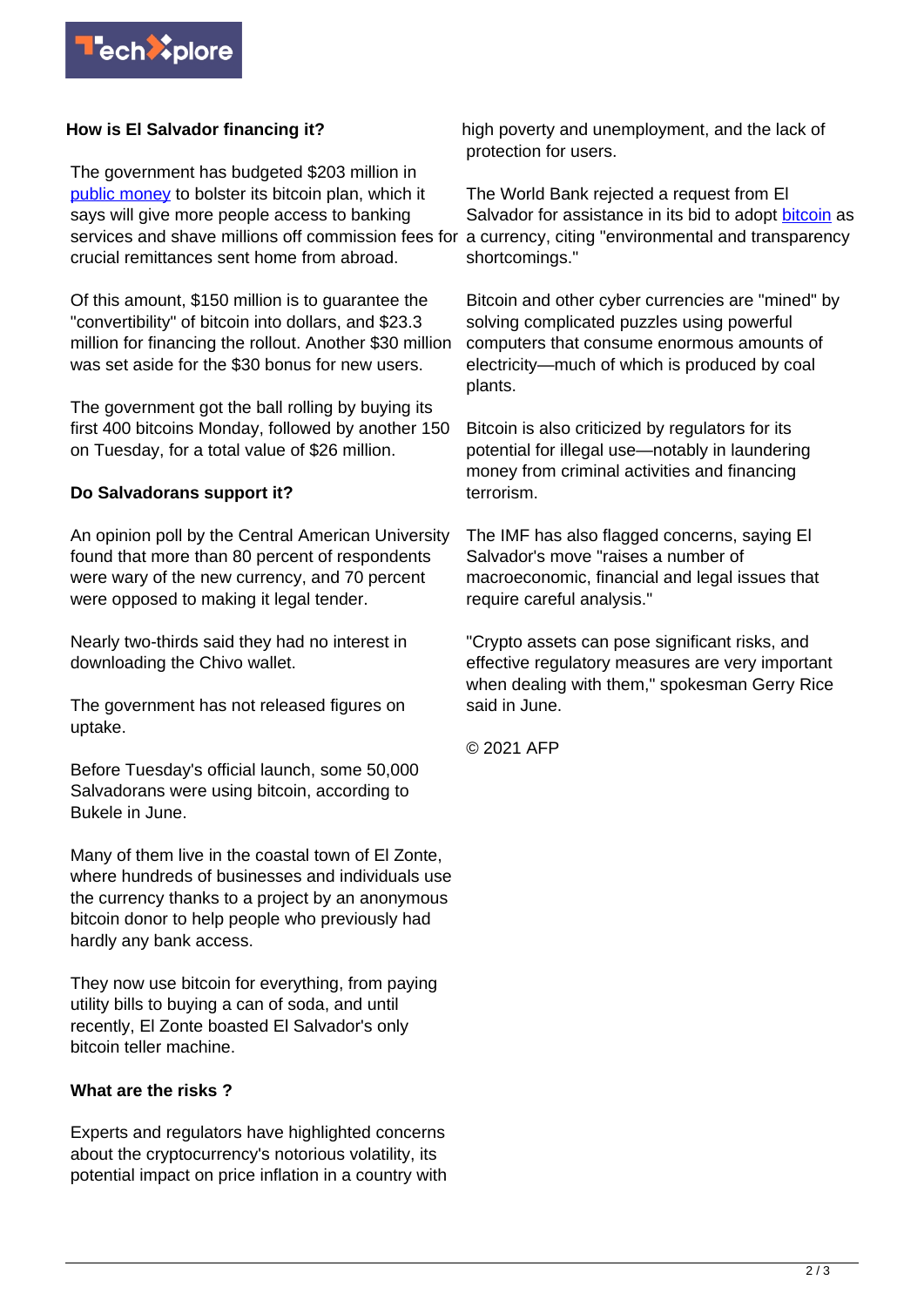### How is El Salvador financing it?

The government has budgeted $203 million in public money to bolster its bitcoin plan, which it says will give more people access to banking services and shave millions off commission fees for crucial remittances sent home from abroad.

Of this amount, $150 million is to guarantee the "convertibility" of bitcoin into dollars, and $23.3 million for financing the rollout. Another $30 million was set aside for the $30 bonus for new users.

The government got the ball rolling by buying its first 400 bitcoins Monday, followed by another 150 on Tuesday, for a total value of $26 million.

### Do Salvadorans support it?

An opinion poll by the Central American University found that more than 80 percent of respondents were wary of the new currency, and 70 percent were opposed to making it legal tender.

Nearly two-thirds said they had no interest in downloading the Chivo wallet.

The government has not released figures on uptake.

Before Tuesday's official launch, some 50,000 Salvadorans were using bitcoin, according to Bukele in June.

Many of them live in the coastal town of El Zonte, where hundreds of businesses and individuals use the currency thanks to a project by an anonymous bitcoin donor to help people who previously had hardly any bank access.

They now use bitcoin for everything, from paying utility bills to buying a can of soda, and until recently, El Zonte boasted El Salvador's only bitcoin teller machine.

### What are the risks ?

Experts and regulators have highlighted concerns about the cryptocurrency's notorious volatility, its potential impact on price inflation in a country with high poverty and unemployment, and the lack of protection for users.

The World Bank rejected a request from El Salvador for assistance in its bid to adopt bitcoin as a currency, citing "environmental and transparency shortcomings."

Bitcoin and other cyber currencies are "mined" by solving complicated puzzles using powerful computers that consume enormous amounts of electricity—much of which is produced by coal plants.

Bitcoin is also criticized by regulators for its potential for illegal use—notably in laundering money from criminal activities and financing terrorism.

The IMF has also flagged concerns, saying El Salvador's move "raises a number of macroeconomic, financial and legal issues that require careful analysis."

"Crypto assets can pose significant risks, and effective regulatory measures are very important when dealing with them," spokesman Gerry Rice said in June.

© 2021 AFP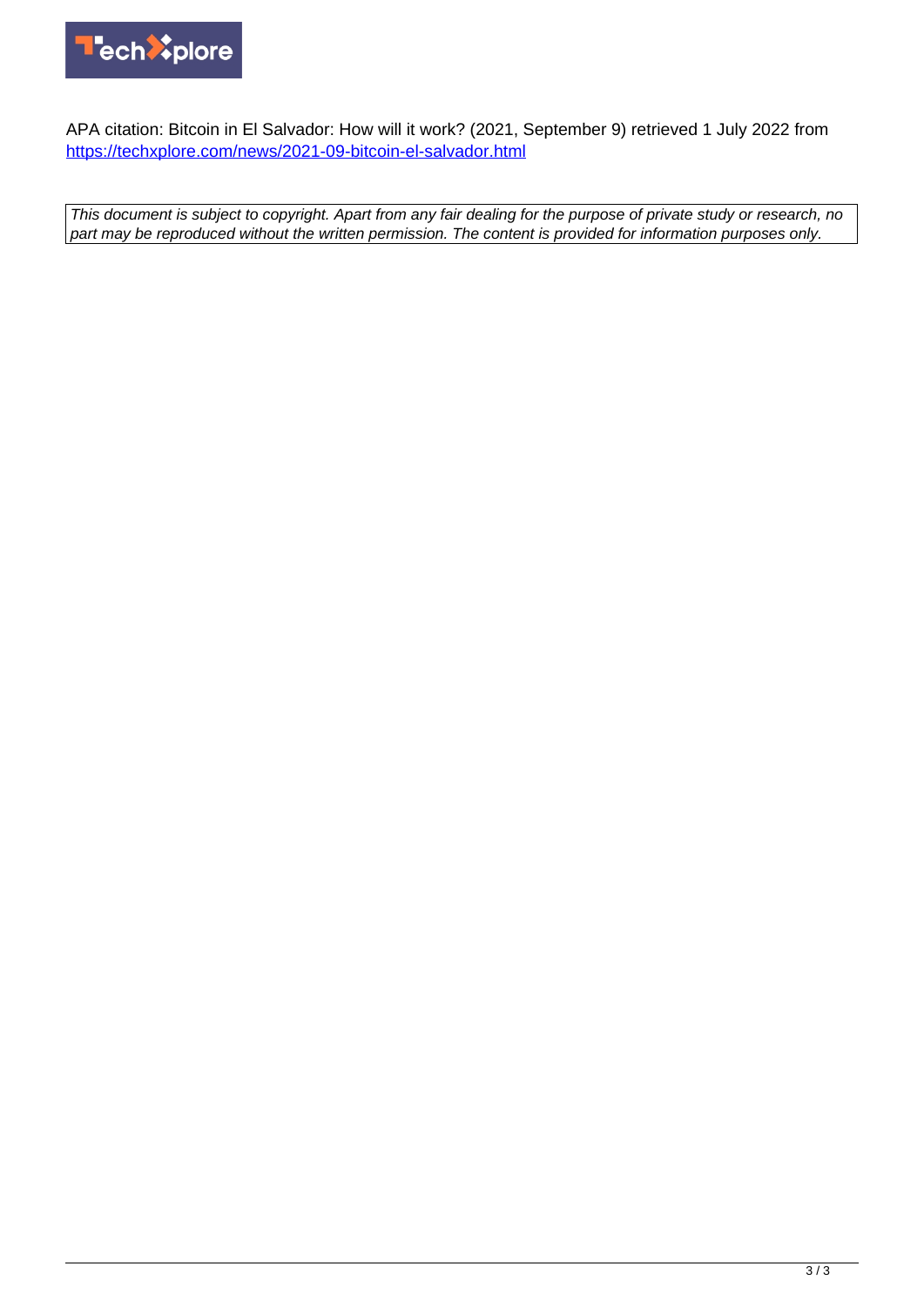APA citation: Bitcoin in El Salvador: How will it work? (2021, September 9) retrieved 1 July 2022 from https://techxplore.com/news/2021-09-bitcoin-el-salvador.html

*This document is subject to copyright. Apart from any fair dealing for the purpose of private study or research, no part may be reproduced without the written permission. The content is provided for information purposes only.*